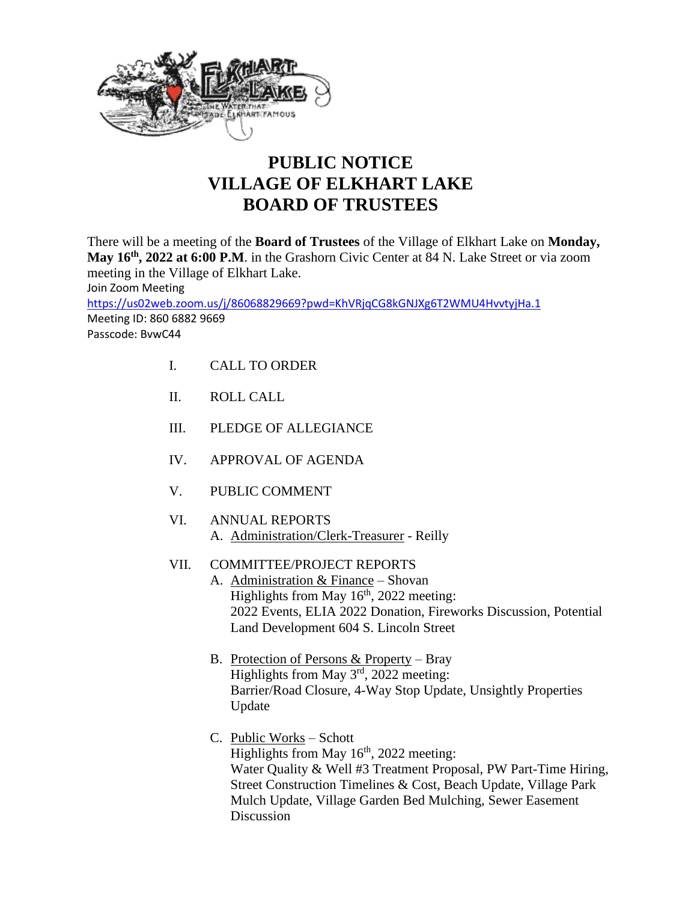# PUBLIC NOTICE
# VILLAGE OF ELKHART LAKE
# BOARD OF TRUSTEES

There will be a meeting of the **Board of Trustees** of the Village of Elkhart Lake on **Monday, May 16th, 2022 at 6:00 P.M**. in the Grashorn Civic Center at 84 N. Lake Street or via zoom meeting in the Village of Elkhart Lake.

Join Zoom Meeting
https://us02web.zoom.us/j/86068829669?pwd=KhVRjqCG8kGNJXg6T2WMU4HvvtyjHa.1
Meeting ID: 860 6882 9669
Passcode: BvwC44

I. CALL TO ORDER

II. ROLL CALL

III. PLEDGE OF ALLEGIANCE

IV. APPROVAL OF AGENDA

V. PUBLIC COMMENT

VI. ANNUAL REPORTS
   A. Administration/Clerk-Treasurer - Reilly

VII. COMMITTEE/PROJECT REPORTS
   A. Administration & Finance – Shovan
      Highlights from May 16th, 2022 meeting:
      2022 Events, ELIA 2022 Donation, Fireworks Discussion, Potential Land Development 604 S. Lincoln Street

   B. Protection of Persons & Property – Bray
      Highlights from May 3rd, 2022 meeting:
      Barrier/Road Closure, 4-Way Stop Update, Unsightly Properties Update

   C. Public Works – Schott
      Highlights from May 16th, 2022 meeting:
      Water Quality & Well #3 Treatment Proposal, PW Part-Time Hiring, Street Construction Timelines & Cost, Beach Update, Village Park Mulch Update, Village Garden Bed Mulching, Sewer Easement Discussion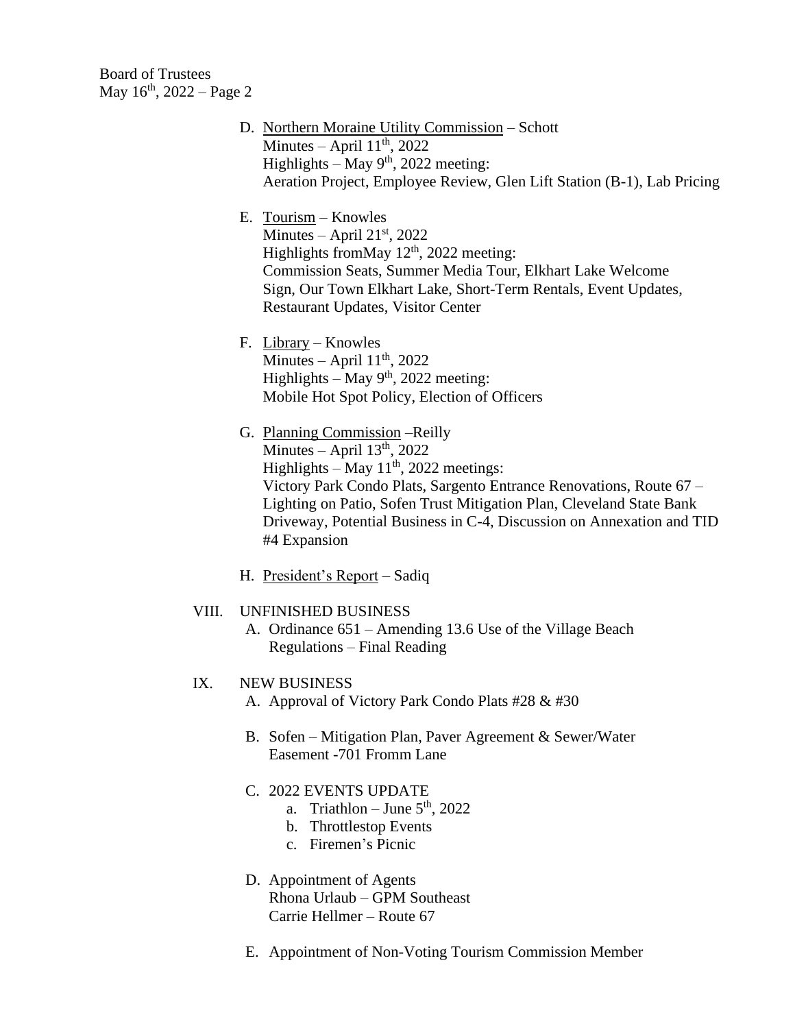D. Northern Moraine Utility Commission – Schott
   Minutes – April 11th, 2022
   Highlights – May 9th, 2022 meeting:
   Aeration Project, Employee Review, Glen Lift Station (B-1), Lab Pricing

E. Tourism – Knowles
   Minutes – April 21st, 2022
   Highlights fromMay 12th, 2022 meeting:
   Commission Seats, Summer Media Tour, Elkhart Lake Welcome Sign, Our Town Elkhart Lake, Short-Term Rentals, Event Updates, Restaurant Updates, Visitor Center

F. Library – Knowles
   Minutes – April 11th, 2022
   Highlights – May 9th, 2022 meeting:
   Mobile Hot Spot Policy, Election of Officers

G. Planning Commission –Reilly
   Minutes – April 13th, 2022
   Highlights – May 11th, 2022 meetings:
   Victory Park Condo Plats, Sargento Entrance Renovations, Route 67 – Lighting on Patio, Sofen Trust Mitigation Plan, Cleveland State Bank Driveway, Potential Business in C-4, Discussion on Annexation and TID #4 Expansion

H. President's Report – Sadiq

VIII. UNFINISHED BUSINESS

A. Ordinance 651 – Amending 13.6 Use of the Village Beach Regulations – Final Reading

IX. NEW BUSINESS

A. Approval of Victory Park Condo Plats #28 & #30

B. Sofen – Mitigation Plan, Paver Agreement & Sewer/Water Easement -701 Fromm Lane

C. 2022 EVENTS UPDATE
   a. Triathlon – June 5th, 2022
   b. Throttlestop Events
   c. Firemen's Picnic

D. Appointment of Agents
   Rhona Urlaub – GPM Southeast
   Carrie Hellmer – Route 67

E. Appointment of Non-Voting Tourism Commission Member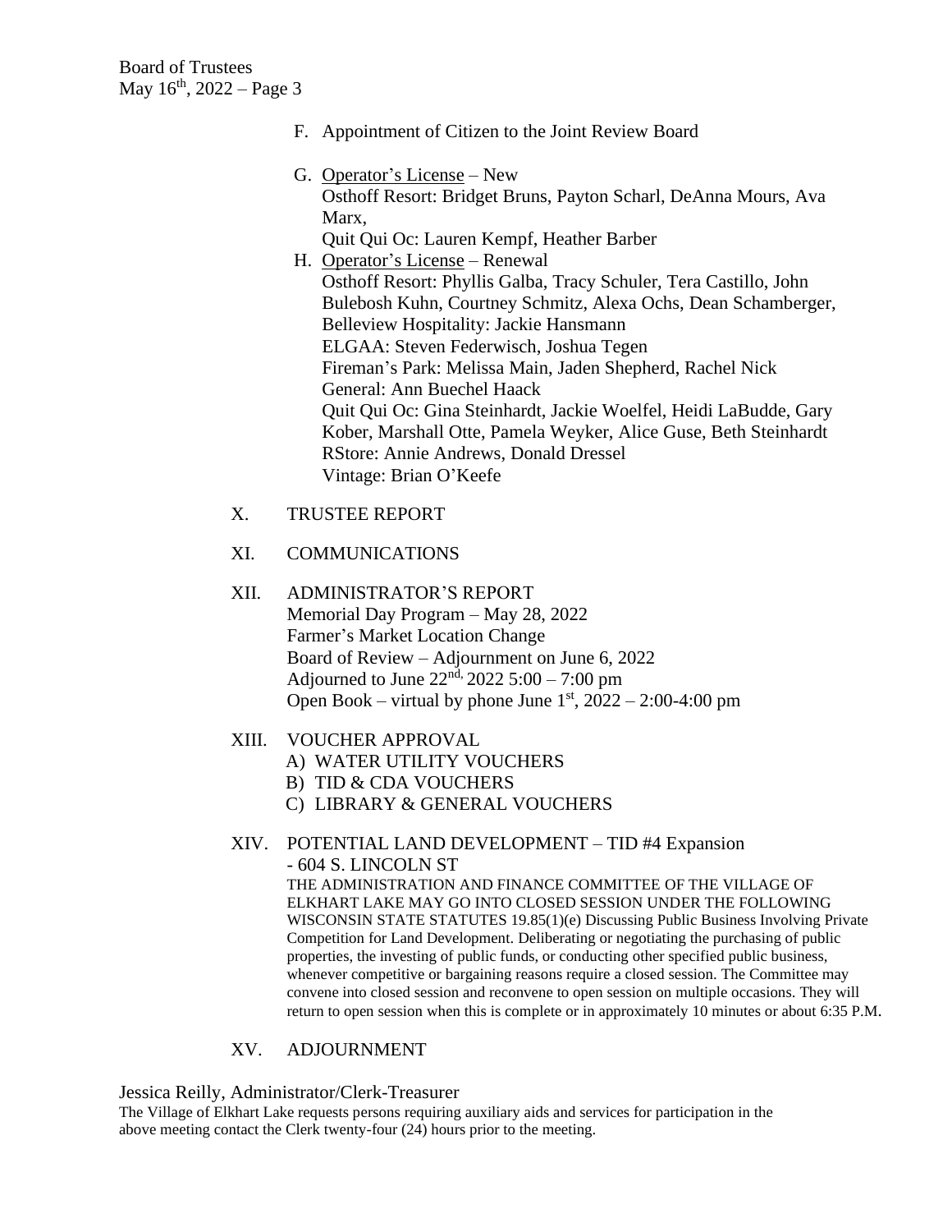F. Appointment of Citizen to the Joint Review Board

G. Operator's License – New
   Osthoff Resort: Bridget Bruns, Payton Scharl, DeAnna Mours, Ava Marx,
   Quit Qui Oc: Lauren Kempf, Heather Barber

H. Operator's License – Renewal
   Osthoff Resort: Phyllis Galba, Tracy Schuler, Tera Castillo, John Bulebosh Kuhn, Courtney Schmitz, Alexa Ochs, Dean Schamberger,
   Belleview Hospitality: Jackie Hansmann
   ELGAA: Steven Federwisch, Joshua Tegen
   Fireman's Park: Melissa Main, Jaden Shepherd, Rachel Nick
   General: Ann Buechel Haack
   Quit Qui Oc: Gina Steinhardt, Jackie Woelfel, Heidi LaBudde, Gary Kober, Marshall Otte, Pamela Weyker, Alice Guse, Beth Steinhardt
   RStore: Annie Andrews, Donald Dressel
   Vintage: Brian O'Keefe

X. TRUSTEE REPORT

XI. COMMUNICATIONS

XII. ADMINISTRATOR'S REPORT
   Memorial Day Program – May 28, 2022
   Farmer's Market Location Change
   Board of Review – Adjournment on June 6, 2022
   Adjourned to June 22nd, 2022 5:00 – 7:00 pm
   Open Book – virtual by phone June 1st, 2022 – 2:00-4:00 pm

XIII. VOUCHER APPROVAL
   A) WATER UTILITY VOUCHERS
   B) TID & CDA VOUCHERS
   C) LIBRARY & GENERAL VOUCHERS

XIV. POTENTIAL LAND DEVELOPMENT – TID #4 Expansion
   - 604 S. LINCOLN ST
   THE ADMINISTRATION AND FINANCE COMMITTEE OF THE VILLAGE OF ELKHART LAKE MAY GO INTO CLOSED SESSION UNDER THE FOLLOWING WISCONSIN STATE STATUTES 19.85(1)(e) Discussing Public Business Involving Private Competition for Land Development. Deliberating or negotiating the purchasing of public properties, the investing of public funds, or conducting other specified public business, whenever competitive or bargaining reasons require a closed session. The Committee may convene into closed session and reconvene to open session on multiple occasions. They will return to open session when this is complete or in approximately 10 minutes or about 6:35 P.M.

XV. ADJOURNMENT

Jessica Reilly, Administrator/Clerk-Treasurer

The Village of Elkhart Lake requests persons requiring auxiliary aids and services for participation in the above meeting contact the Clerk twenty-four (24) hours prior to the meeting.